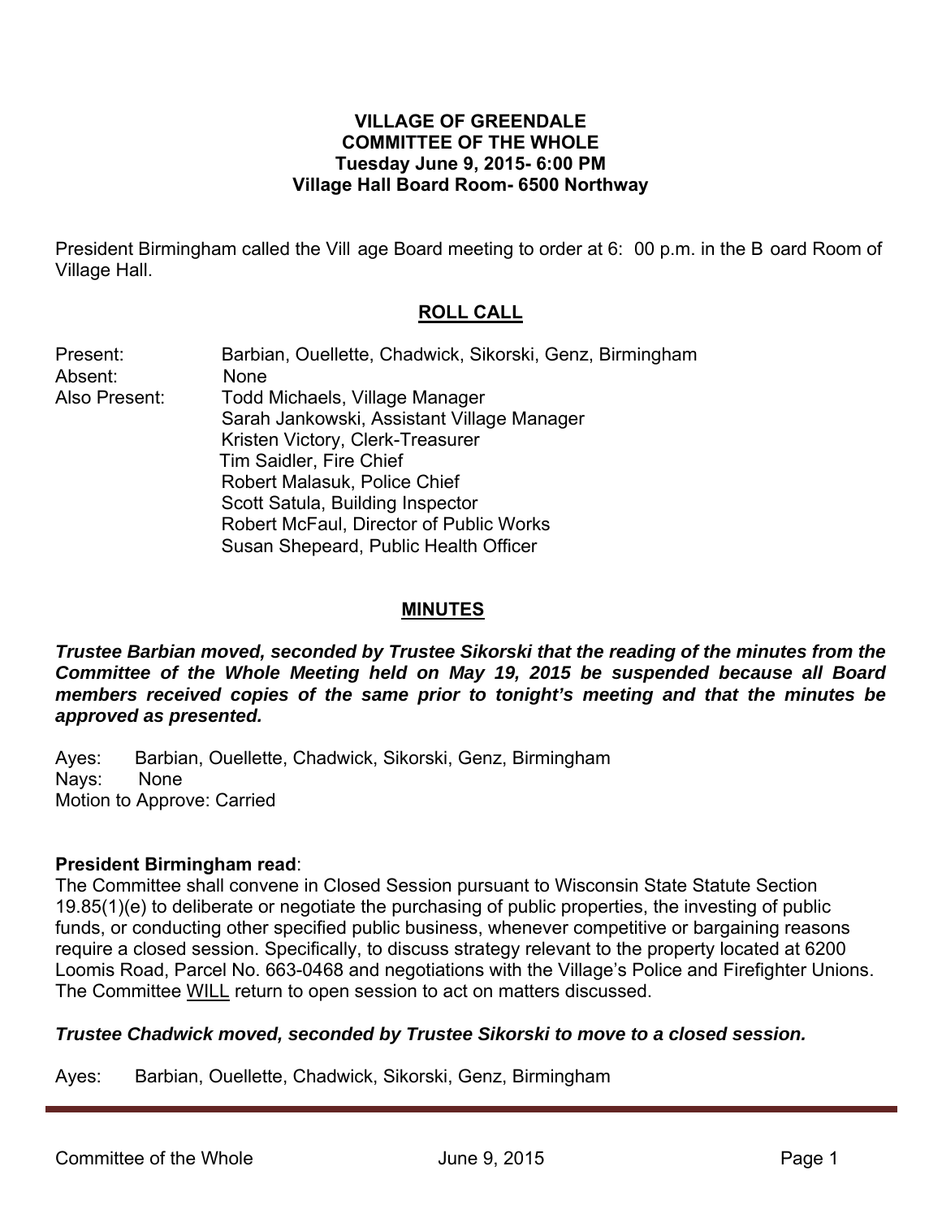**VILLAGE OF GREENDALE**
**COMMITTEE OF THE WHOLE**
**Tuesday June 9, 2015- 6:00 PM**
**Village Hall Board Room- 6500 Northway**

President Birmingham called the Village Board meeting to order at 6:00 p.m. in the Board Room of Village Hall.

## ROLL CALL

Present: Barbian, Ouellette, Chadwick, Sikorski, Genz, Birmingham
Absent: None
Also Present: Todd Michaels, Village Manager
Sarah Jankowski, Assistant Village Manager
Kristen Victory, Clerk-Treasurer
Tim Saidler, Fire Chief
Robert Malasuk, Police Chief
Scott Satula, Building Inspector
Robert McFaul, Director of Public Works
Susan Shepeard, Public Health Officer

## MINUTES

***Trustee Barbian moved, seconded by Trustee Sikorski that the reading of the minutes from the Committee of the Whole Meeting held on May 19, 2015 be suspended because all Board members received copies of the same prior to tonight's meeting and that the minutes be approved as presented.***

Ayes: Barbian, Ouellette, Chadwick, Sikorski, Genz, Birmingham
Nays: None
Motion to Approve: Carried

**President Birmingham read**:
The Committee shall convene in Closed Session pursuant to Wisconsin State Statute Section 19.85(1)(e) to deliberate or negotiate the purchasing of public properties, the investing of public funds, or conducting other specified public business, whenever competitive or bargaining reasons require a closed session. Specifically, to discuss strategy relevant to the property located at 6200 Loomis Road, Parcel No. 663-0468 and negotiations with the Village's Police and Firefighter Unions. The Committee WILL return to open session to act on matters discussed.

***Trustee Chadwick moved, seconded by Trustee Sikorski to move to a closed session.***

Ayes: Barbian, Ouellette, Chadwick, Sikorski, Genz, Birmingham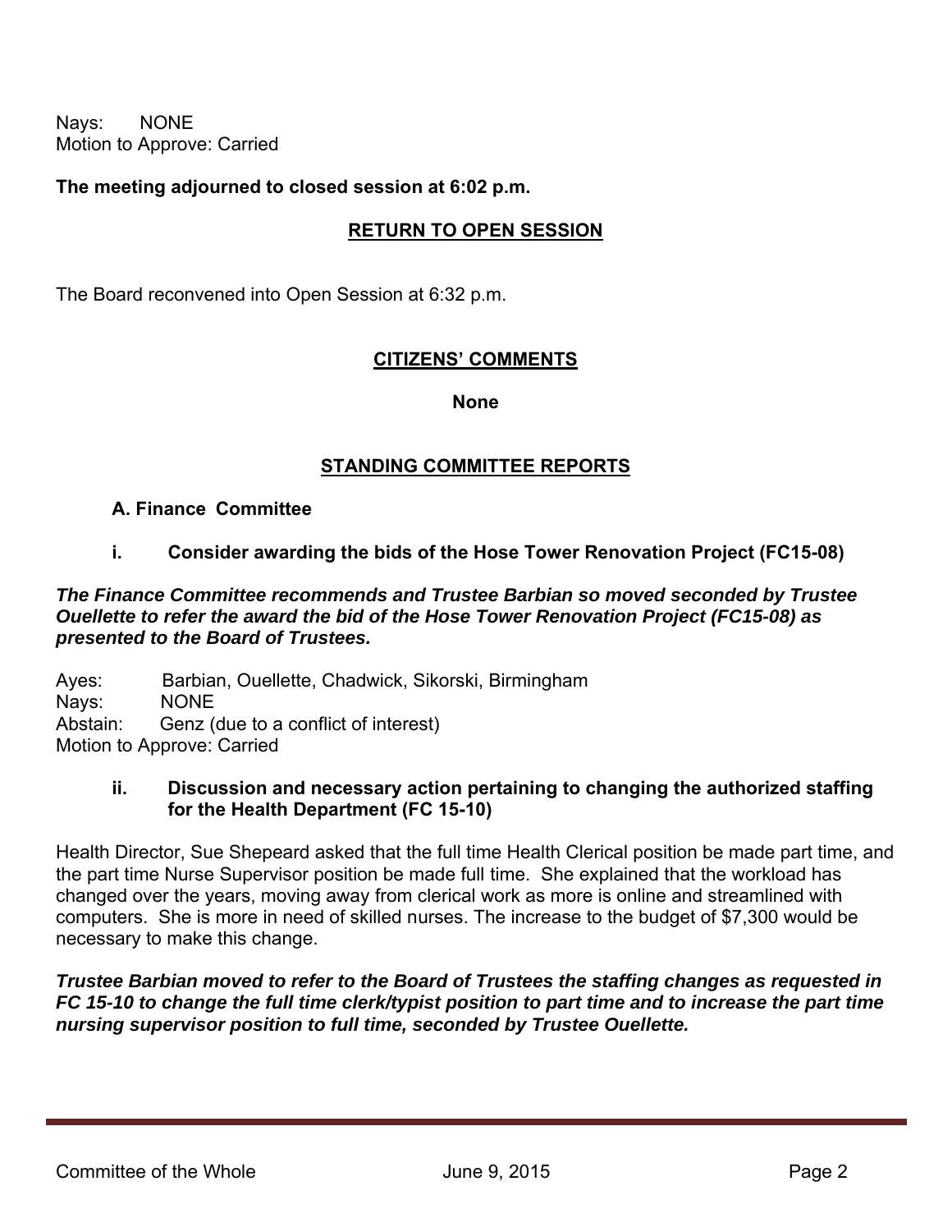Nays: NONE
Motion to Approve: Carried

**The meeting adjourned to closed session at 6:02 p.m.**

## RETURN TO OPEN SESSION

The Board reconvened into Open Session at 6:32 p.m.

## CITIZENS' COMMENTS

**None**

## STANDING COMMITTEE REPORTS

### A. Finance Committee

#### i. Consider awarding the bids of the Hose Tower Renovation Project (FC15-08)

***The Finance Committee recommends and Trustee Barbian so moved seconded by Trustee Ouellette to refer the award the bid of the Hose Tower Renovation Project (FC15-08) as presented to the Board of Trustees.***

Ayes: Barbian, Ouellette, Chadwick, Sikorski, Birmingham
Nays: NONE
Abstain: Genz (due to a conflict of interest)
Motion to Approve: Carried

#### ii. Discussion and necessary action pertaining to changing the authorized staffing for the Health Department (FC 15-10)

Health Director, Sue Shepeard asked that the full time Health Clerical position be made part time, and the part time Nurse Supervisor position be made full time. She explained that the workload has changed over the years, moving away from clerical work as more is online and streamlined with computers. She is more in need of skilled nurses. The increase to the budget of $7,300 would be necessary to make this change.

***Trustee Barbian moved to refer to the Board of Trustees the staffing changes as requested in FC 15-10 to change the full time clerk/typist position to part time and to increase the part time nursing supervisor position to full time, seconded by Trustee Ouellette.***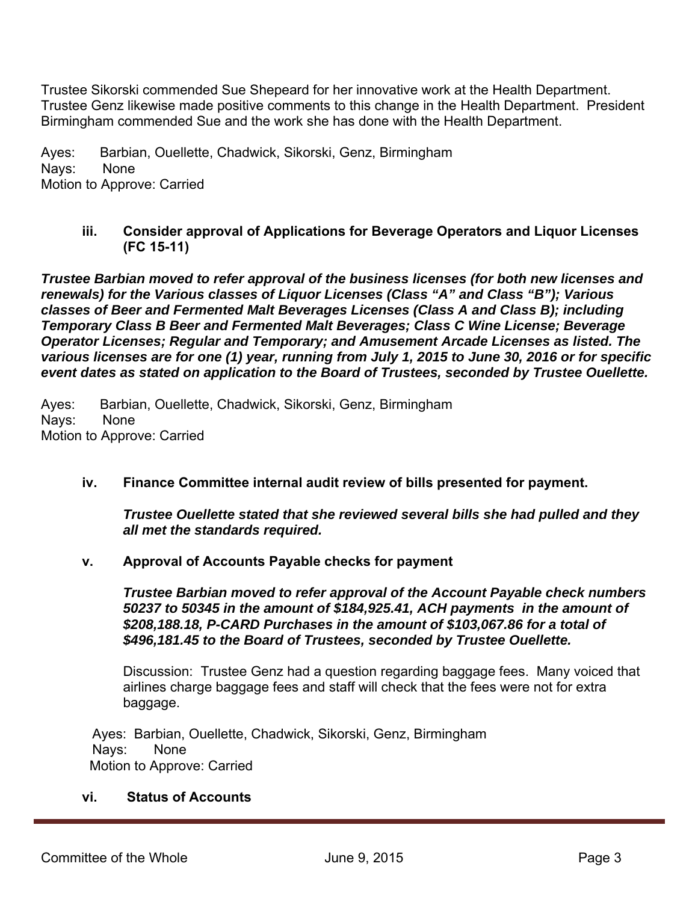Trustee Sikorski commended Sue Shepeard for her innovative work at the Health Department. Trustee Genz likewise made positive comments to this change in the Health Department. President Birmingham commended Sue and the work she has done with the Health Department.

Ayes: Barbian, Ouellette, Chadwick, Sikorski, Genz, Birmingham
Nays: None
Motion to Approve: Carried

### iii. Consider approval of Applications for Beverage Operators and Liquor Licenses (FC 15-11)

***Trustee Barbian moved to refer approval of the business licenses (for both new licenses and renewals) for the Various classes of Liquor Licenses (Class "A" and Class "B"); Various classes of Beer and Fermented Malt Beverages Licenses (Class A and Class B); including Temporary Class B Beer and Fermented Malt Beverages; Class C Wine License; Beverage Operator Licenses; Regular and Temporary; and Amusement Arcade Licenses as listed. The various licenses are for one (1) year, running from July 1, 2015 to June 30, 2016 or for specific event dates as stated on application to the Board of Trustees, seconded by Trustee Ouellette.***

Ayes: Barbian, Ouellette, Chadwick, Sikorski, Genz, Birmingham
Nays: None
Motion to Approve: Carried

### iv. Finance Committee internal audit review of bills presented for payment.

***Trustee Ouellette stated that she reviewed several bills she had pulled and they all met the standards required.***

### v. Approval of Accounts Payable checks for payment

***Trustee Barbian moved to refer approval of the Account Payable check numbers 50237 to 50345 in the amount of $184,925.41, ACH payments in the amount of $208,188.18, P-CARD Purchases in the amount of $103,067.86 for a total of $496,181.45 to the Board of Trustees, seconded by Trustee Ouellette.***

Discussion: Trustee Genz had a question regarding baggage fees. Many voiced that airlines charge baggage fees and staff will check that the fees were not for extra baggage.

Ayes: Barbian, Ouellette, Chadwick, Sikorski, Genz, Birmingham
Nays: None
Motion to Approve: Carried

### vi. Status of Accounts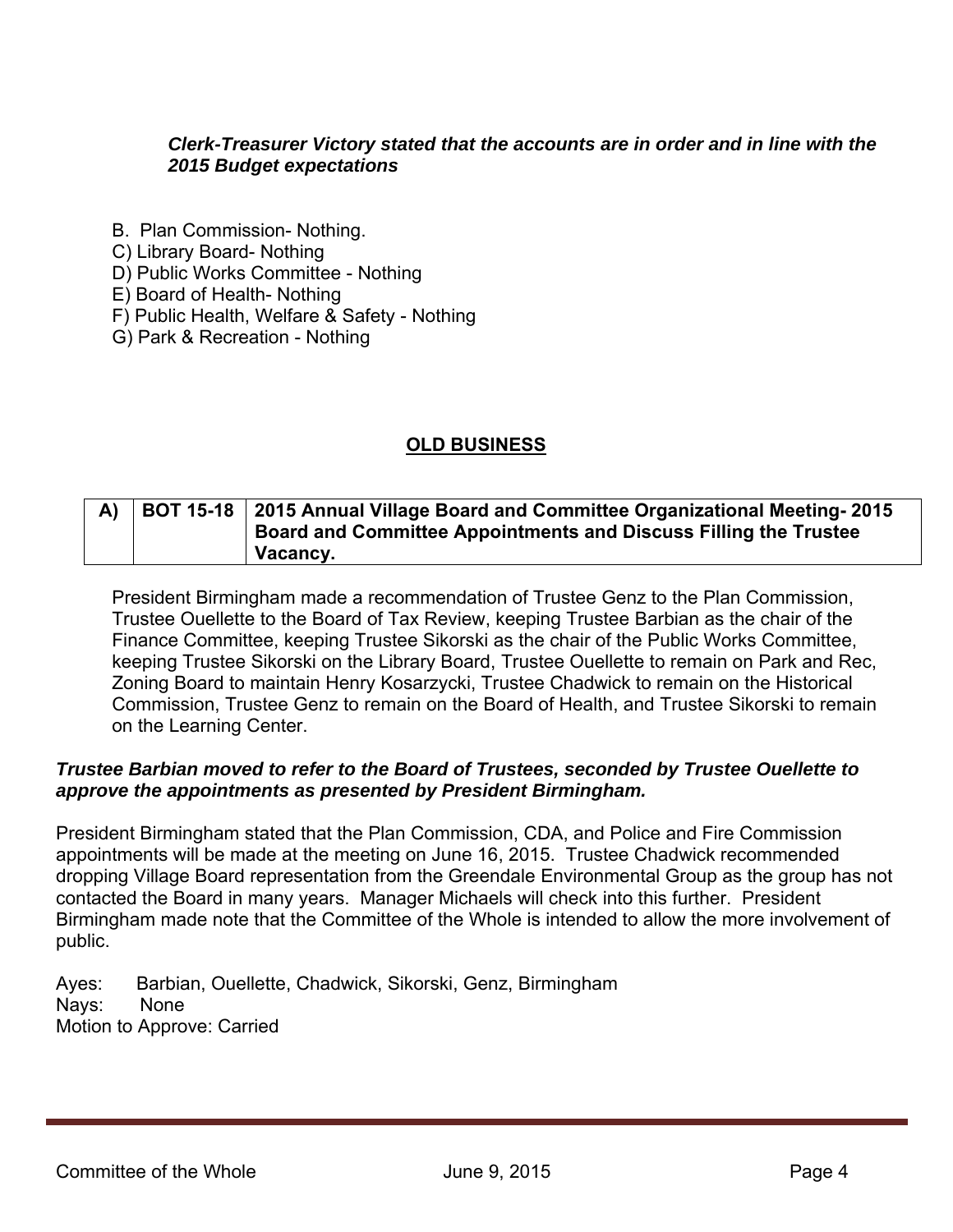***Clerk-Treasurer Victory stated that the accounts are in order and in line with the 2015 Budget expectations***

B. Plan Commission- Nothing.
C) Library Board- Nothing
D) Public Works Committee - Nothing
E) Board of Health- Nothing
F) Public Health, Welfare & Safety - Nothing
G) Park & Recreation - Nothing

## OLD BUSINESS

| A) | BOT 15-18 | 2015 Annual Village Board and Committee Organizational Meeting- 2015 Board and Committee Appointments and Discuss Filling the Trustee Vacancy. |
|---|---|---|

President Birmingham made a recommendation of Trustee Genz to the Plan Commission, Trustee Ouellette to the Board of Tax Review, keeping Trustee Barbian as the chair of the Finance Committee, keeping Trustee Sikorski as the chair of the Public Works Committee, keeping Trustee Sikorski on the Library Board, Trustee Ouellette to remain on Park and Rec, Zoning Board to maintain Henry Kosarzycki, Trustee Chadwick to remain on the Historical Commission, Trustee Genz to remain on the Board of Health, and Trustee Sikorski to remain on the Learning Center.

***Trustee Barbian moved to refer to the Board of Trustees, seconded by Trustee Ouellette to approve the appointments as presented by President Birmingham.***

President Birmingham stated that the Plan Commission, CDA, and Police and Fire Commission appointments will be made at the meeting on June 16, 2015. Trustee Chadwick recommended dropping Village Board representation from the Greendale Environmental Group as the group has not contacted the Board in many years. Manager Michaels will check into this further. President Birmingham made note that the Committee of the Whole is intended to allow the more involvement of public.

Ayes: Barbian, Ouellette, Chadwick, Sikorski, Genz, Birmingham
Nays: None
Motion to Approve: Carried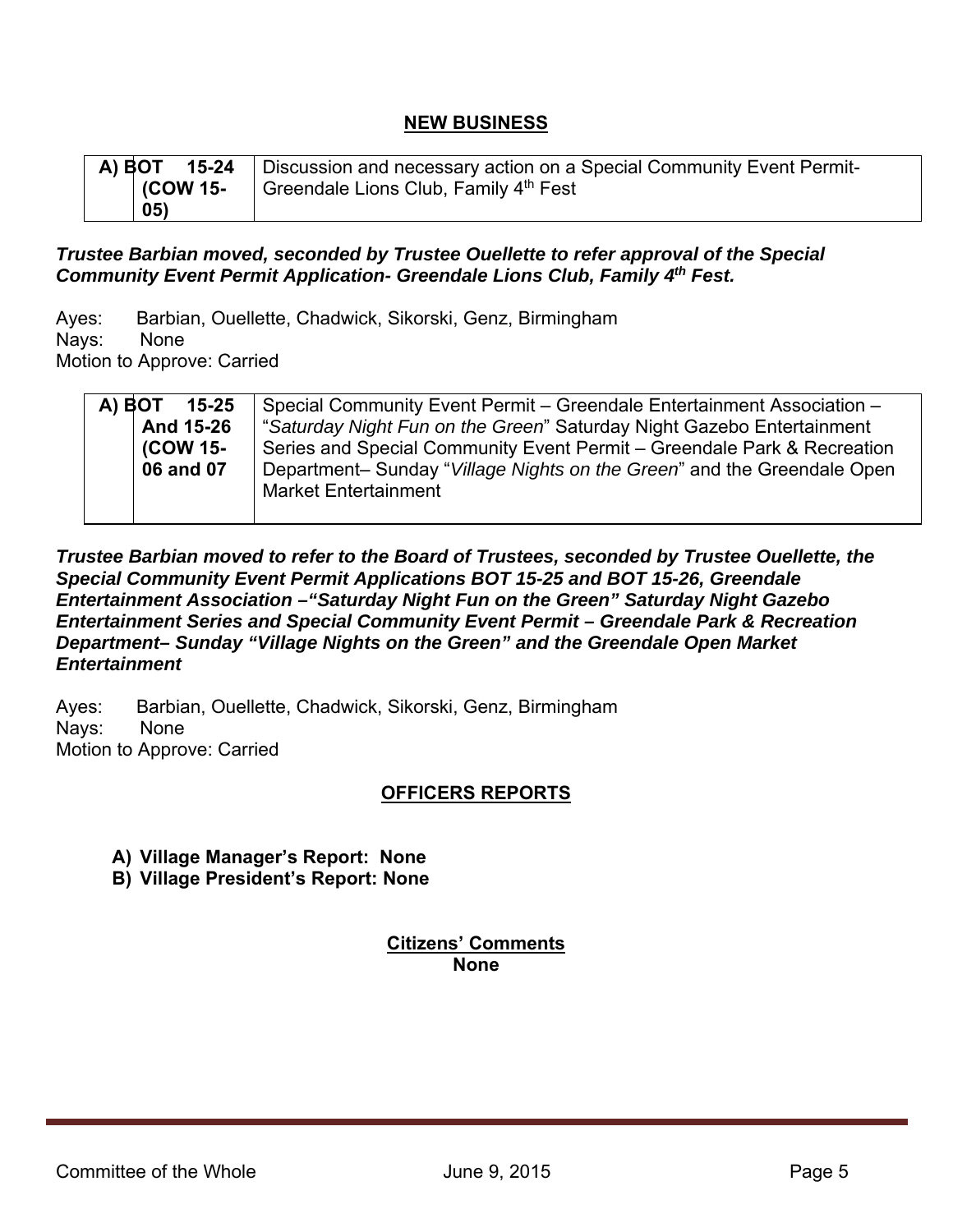## NEW BUSINESS

| A) BOT 15-24 (COW 15-05) | Discussion and necessary action on a Special Community Event Permit- Greendale Lions Club, Family 4th Fest |
|---|---|

***Trustee Barbian moved, seconded by Trustee Ouellette to refer approval of the Special Community Event Permit Application- Greendale Lions Club, Family 4th Fest.***

Ayes: Barbian, Ouellette, Chadwick, Sikorski, Genz, Birmingham
Nays: None
Motion to Approve: Carried

| A) BOT 15-25 And 15-26 (COW 15-06 and 07 | Special Community Event Permit – Greendale Entertainment Association – "*Saturday Night Fun on the Green*" Saturday Night Gazebo Entertainment Series and Special Community Event Permit – Greendale Park & Recreation Department– Sunday "*Village Nights on the Green*" and the Greendale Open Market Entertainment |
|---|---|

***Trustee Barbian moved to refer to the Board of Trustees, seconded by Trustee Ouellette, the Special Community Event Permit Applications BOT 15-25 and BOT 15-26, Greendale Entertainment Association –"Saturday Night Fun on the Green" Saturday Night Gazebo Entertainment Series and Special Community Event Permit – Greendale Park & Recreation Department– Sunday "Village Nights on the Green" and the Greendale Open Market Entertainment***

Ayes: Barbian, Ouellette, Chadwick, Sikorski, Genz, Birmingham
Nays: None
Motion to Approve: Carried

## OFFICERS REPORTS

**A) Village Manager's Report: None**
**B) Village President's Report: None**

**Citizens' Comments**
**None**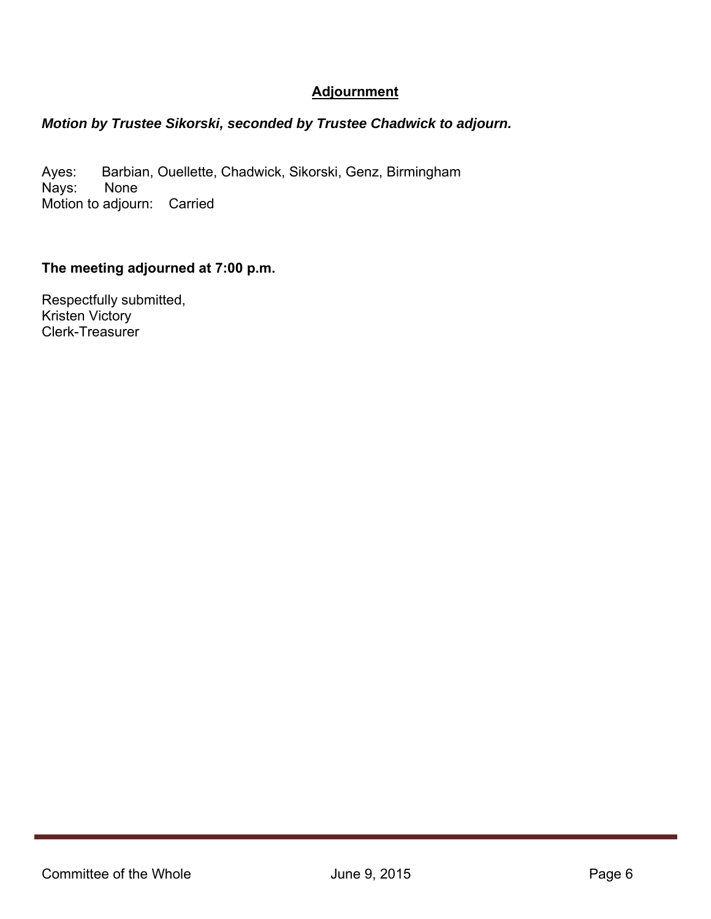## Adjournment

***Motion by Trustee Sikorski, seconded by Trustee Chadwick to adjourn.***

Ayes: Barbian, Ouellette, Chadwick, Sikorski, Genz, Birmingham
Nays: None
Motion to adjourn: Carried

**The meeting adjourned at 7:00 p.m.**

Respectfully submitted,
Kristen Victory
Clerk-Treasurer